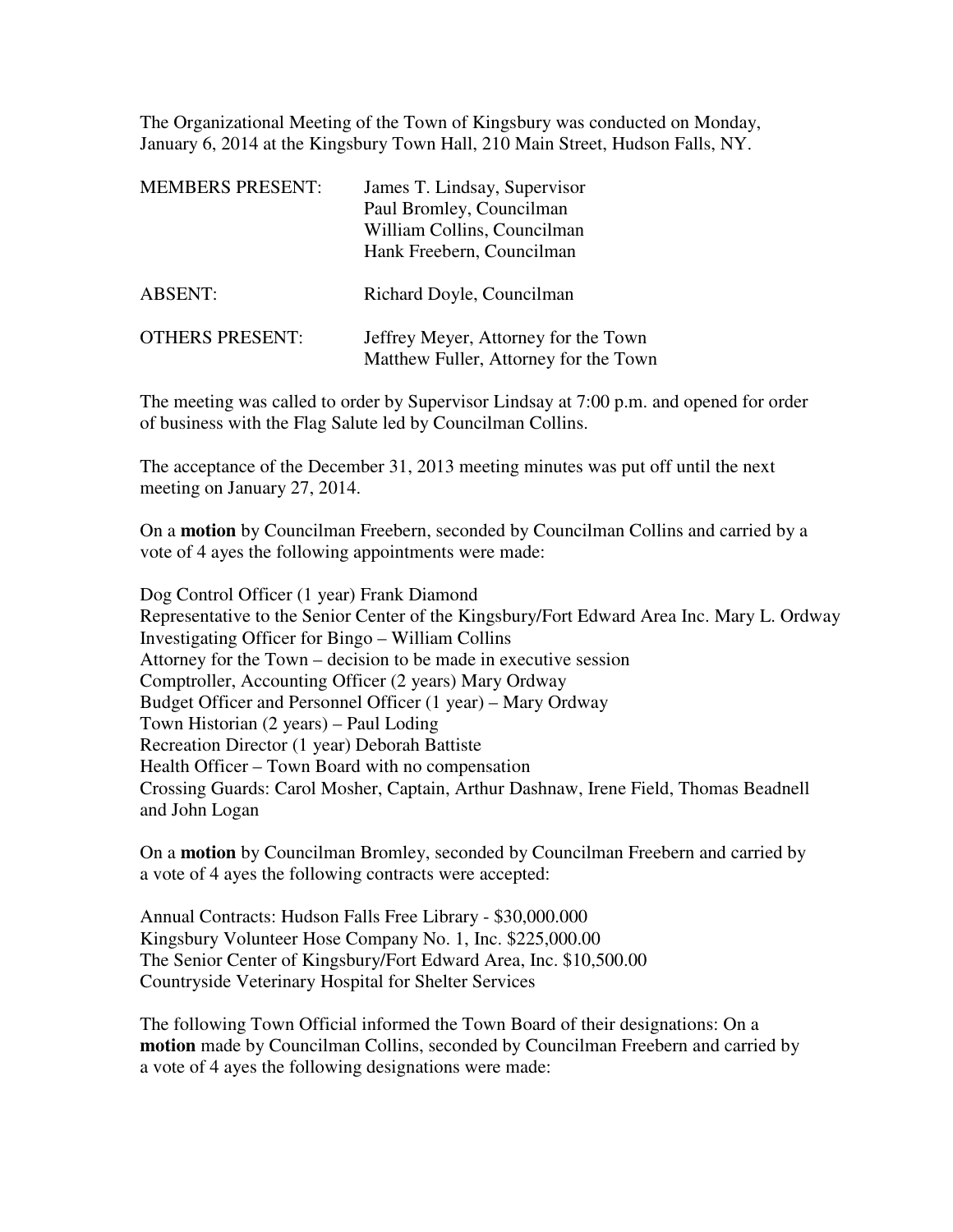The Organizational Meeting of the Town of Kingsbury was conducted on Monday, January 6, 2014 at the Kingsbury Town Hall, 210 Main Street, Hudson Falls, NY.

| | |
|---|---|
| MEMBERS PRESENT: | James T. Lindsay, Supervisor<br>Paul Bromley, Councilman<br>William Collins, Councilman<br>Hank Freebern, Councilman |
| ABSENT: | Richard Doyle, Councilman |
| OTHERS PRESENT: | Jeffrey Meyer, Attorney for the Town<br>Matthew Fuller, Attorney for the Town |

The meeting was called to order by Supervisor Lindsay at 7:00 p.m. and opened for order of business with the Flag Salute led by Councilman Collins.

The acceptance of the December 31, 2013 meeting minutes was put off until the next meeting on January 27, 2014.

On a **motion** by Councilman Freebern, seconded by Councilman Collins and carried by a vote of 4 ayes the following appointments were made:

Dog Control Officer (1 year) Frank Diamond
Representative to the Senior Center of the Kingsbury/Fort Edward Area Inc. Mary L. Ordway
Investigating Officer for Bingo – William Collins
Attorney for the Town – decision to be made in executive session
Comptroller, Accounting Officer (2 years) Mary Ordway
Budget Officer and Personnel Officer (1 year) – Mary Ordway
Town Historian (2 years) – Paul Loding
Recreation Director (1 year) Deborah Battiste
Health Officer – Town Board with no compensation
Crossing Guards: Carol Mosher, Captain, Arthur Dashnaw, Irene Field, Thomas Beadnell and John Logan

On a **motion** by Councilman Bromley, seconded by Councilman Freebern and carried by a vote of 4 ayes the following contracts were accepted:

Annual Contracts: Hudson Falls Free Library - $30,000.000
Kingsbury Volunteer Hose Company No. 1, Inc. $225,000.00
The Senior Center of Kingsbury/Fort Edward Area, Inc. $10,500.00
Countryside Veterinary Hospital for Shelter Services

The following Town Official informed the Town Board of their designations: On a **motion** made by Councilman Collins, seconded by Councilman Freebern and carried by a vote of 4 ayes the following designations were made: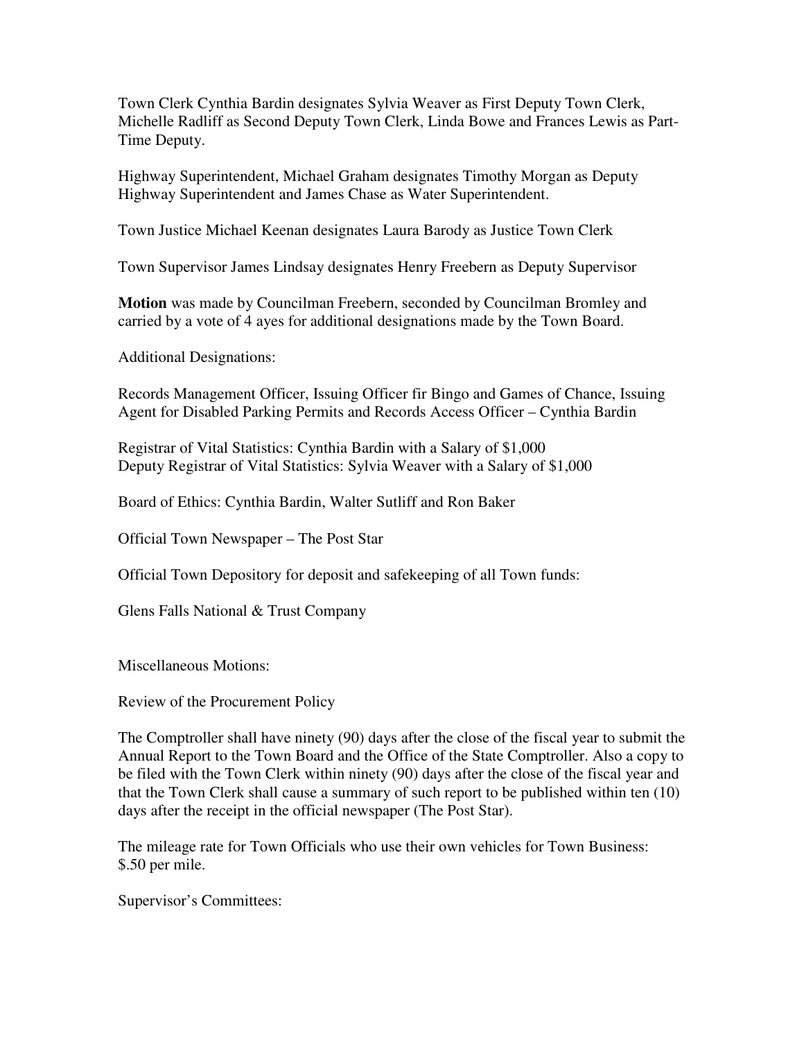Town Clerk Cynthia Bardin designates Sylvia Weaver as First Deputy Town Clerk, Michelle Radliff as Second Deputy Town Clerk, Linda Bowe and Frances Lewis as Part-Time Deputy.

Highway Superintendent, Michael Graham designates Timothy Morgan as Deputy Highway Superintendent and James Chase as Water Superintendent.

Town Justice Michael Keenan designates Laura Barody as Justice Town Clerk

Town Supervisor James Lindsay designates Henry Freebern as Deputy Supervisor

**Motion** was made by Councilman Freebern, seconded by Councilman Bromley and carried by a vote of 4 ayes for additional designations made by the Town Board.

Additional Designations:

Records Management Officer, Issuing Officer fir Bingo and Games of Chance, Issuing Agent for Disabled Parking Permits and Records Access Officer – Cynthia Bardin

Registrar of Vital Statistics: Cynthia Bardin with a Salary of $1,000
Deputy Registrar of Vital Statistics: Sylvia Weaver with a Salary of $1,000

Board of Ethics: Cynthia Bardin, Walter Sutliff and Ron Baker

Official Town Newspaper – The Post Star

Official Town Depository for deposit and safekeeping of all Town funds:

Glens Falls National & Trust Company

Miscellaneous Motions:

Review of the Procurement Policy

The Comptroller shall have ninety (90) days after the close of the fiscal year to submit the Annual Report to the Town Board and the Office of the State Comptroller. Also a copy to be filed with the Town Clerk within ninety (90) days after the close of the fiscal year and that the Town Clerk shall cause a summary of such report to be published within ten (10) days after the receipt in the official newspaper (The Post Star).

The mileage rate for Town Officials who use their own vehicles for Town Business: $.50 per mile.

Supervisor's Committees: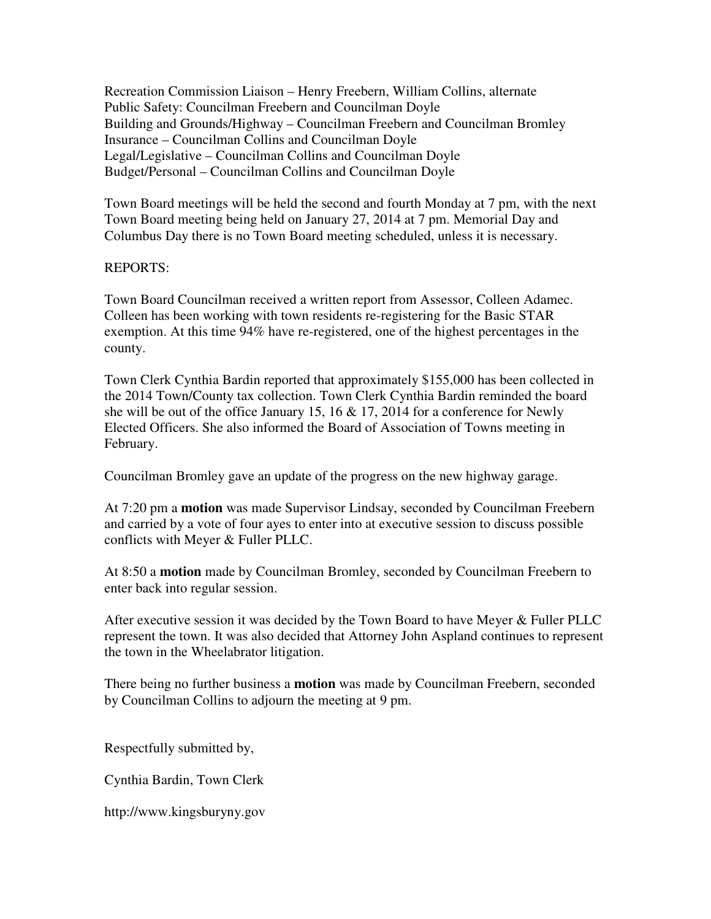Recreation Commission Liaison – Henry Freebern, William Collins, alternate
Public Safety: Councilman Freebern and Councilman Doyle
Building and Grounds/Highway – Councilman Freebern and Councilman Bromley
Insurance – Councilman Collins and Councilman Doyle
Legal/Legislative – Councilman Collins and Councilman Doyle
Budget/Personal – Councilman Collins and Councilman Doyle

Town Board meetings will be held the second and fourth Monday at 7 pm, with the next Town Board meeting being held on January 27, 2014 at 7 pm. Memorial Day and Columbus Day there is no Town Board meeting scheduled, unless it is necessary.

REPORTS:

Town Board Councilman received a written report from Assessor, Colleen Adamec. Colleen has been working with town residents re-registering for the Basic STAR exemption. At this time 94% have re-registered, one of the highest percentages in the county.

Town Clerk Cynthia Bardin reported that approximately $155,000 has been collected in the 2014 Town/County tax collection. Town Clerk Cynthia Bardin reminded the board she will be out of the office January 15, 16 & 17, 2014 for a conference for Newly Elected Officers. She also informed the Board of Association of Towns meeting in February.

Councilman Bromley gave an update of the progress on the new highway garage.

At 7:20 pm a **motion** was made Supervisor Lindsay, seconded by Councilman Freebern and carried by a vote of four ayes to enter into at executive session to discuss possible conflicts with Meyer & Fuller PLLC.

At 8:50 a **motion** made by Councilman Bromley, seconded by Councilman Freebern to enter back into regular session.

After executive session it was decided by the Town Board to have Meyer & Fuller PLLC represent the town. It was also decided that Attorney John Aspland continues to represent the town in the Wheelabrator litigation.

There being no further business a **motion** was made by Councilman Freebern, seconded by Councilman Collins to adjourn the meeting at 9 pm.

Respectfully submitted by,

Cynthia Bardin, Town Clerk

http://www.kingsburyny.gov